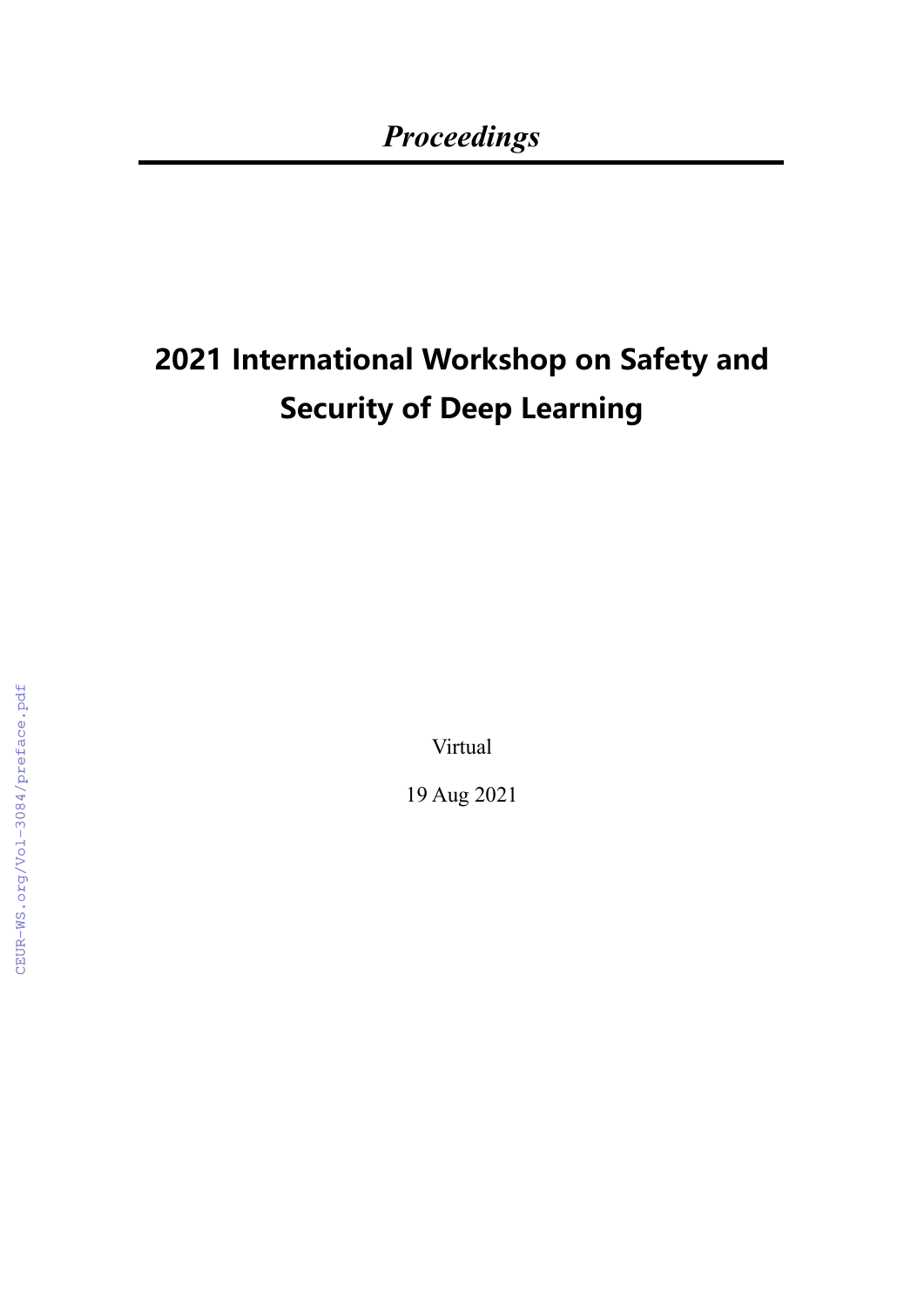*Proceedings*

# 2021 International Workshop on Safety and Security of Deep Learning

Virtual

19 Aug 2021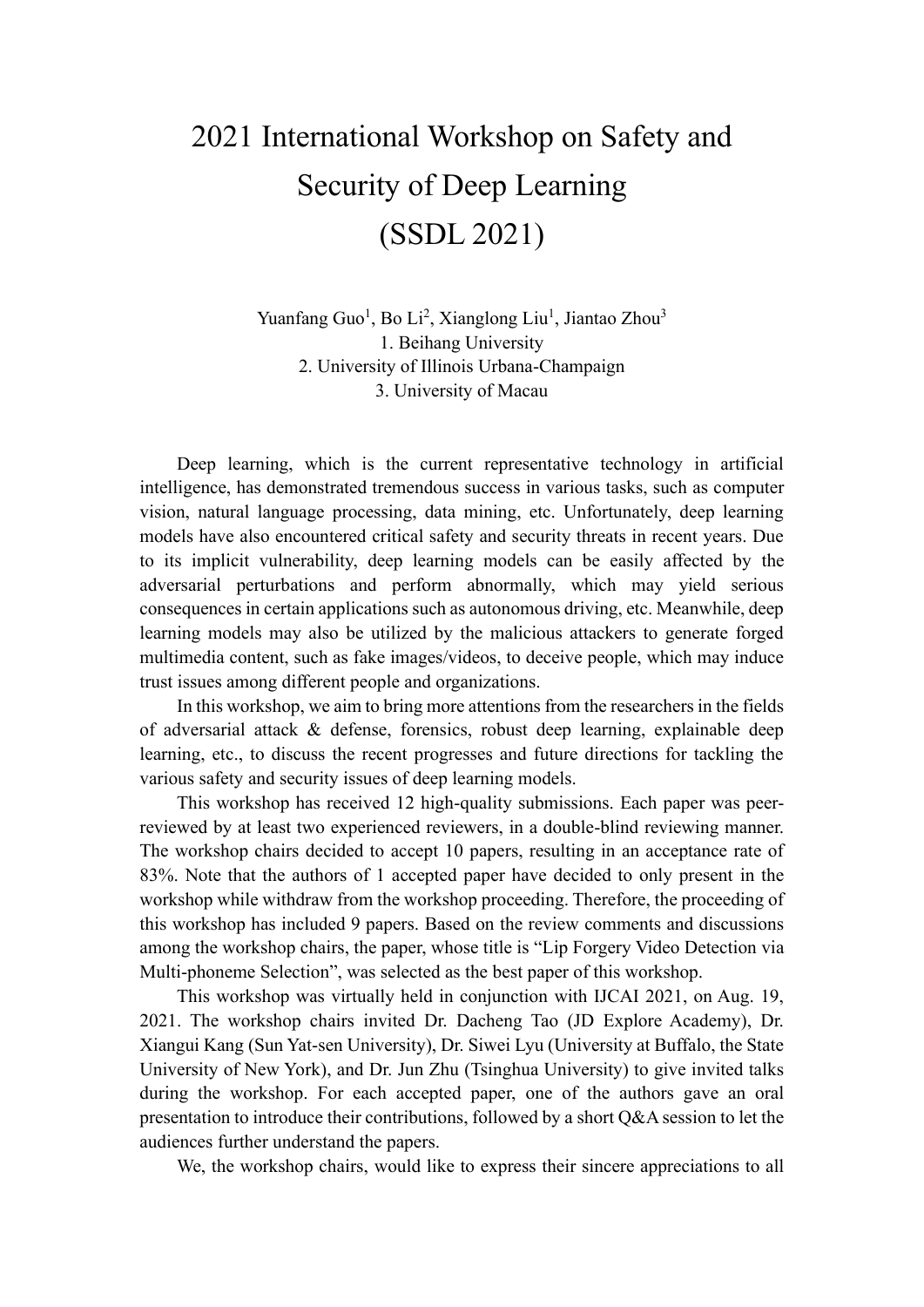# 2021 International Workshop on Safety and Security of Deep Learning (SSDL 2021)

Yuanfang Guo[1], Bo Li[2], Xianglong Liu[1], Jiantao Zhou[3]

1. Beihang University
2. University of Illinois Urbana-Champaign
3. University of Macau

Deep learning, which is the current representative technology in artificial intelligence, has demonstrated tremendous success in various tasks, such as computer vision, natural language processing, data mining, etc. Unfortunately, deep learning models have also encountered critical safety and security threats in recent years. Due to its implicit vulnerability, deep learning models can be easily affected by the adversarial perturbations and perform abnormally, which may yield serious consequences in certain applications such as autonomous driving, etc. Meanwhile, deep learning models may also be utilized by the malicious attackers to generate forged multimedia content, such as fake images/videos, to deceive people, which may induce trust issues among different people and organizations.

In this workshop, we aim to bring more attentions from the researchers in the fields of adversarial attack & defense, forensics, robust deep learning, explainable deep learning, etc., to discuss the recent progresses and future directions for tackling the various safety and security issues of deep learning models.

This workshop has received 12 high-quality submissions. Each paper was peer-reviewed by at least two experienced reviewers, in a double-blind reviewing manner. The workshop chairs decided to accept 10 papers, resulting in an acceptance rate of 83%. Note that the authors of 1 accepted paper have decided to only present in the workshop while withdraw from the workshop proceeding. Therefore, the proceeding of this workshop has included 9 papers. Based on the review comments and discussions among the workshop chairs, the paper, whose title is "Lip Forgery Video Detection via Multi-phoneme Selection", was selected as the best paper of this workshop.

This workshop was virtually held in conjunction with IJCAI 2021, on Aug. 19, 2021. The workshop chairs invited Dr. Dacheng Tao (JD Explore Academy), Dr. Xiangui Kang (Sun Yat-sen University), Dr. Siwei Lyu (University at Buffalo, the State University of New York), and Dr. Jun Zhu (Tsinghua University) to give invited talks during the workshop. For each accepted paper, one of the authors gave an oral presentation to introduce their contributions, followed by a short Q&A session to let the audiences further understand the papers.

We, the workshop chairs, would like to express their sincere appreciations to all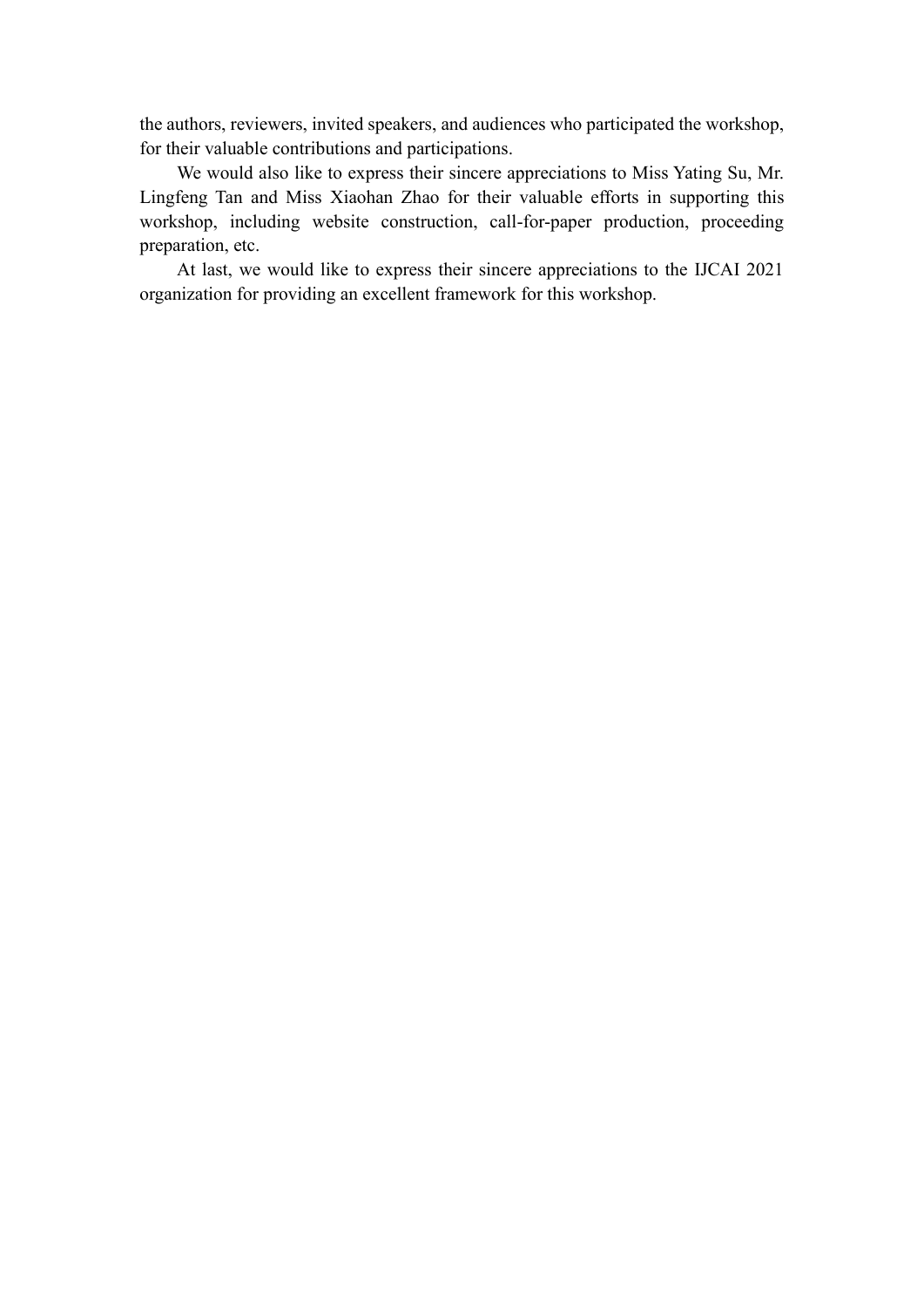the authors, reviewers, invited speakers, and audiences who participated the workshop, for their valuable contributions and participations.

We would also like to express their sincere appreciations to Miss Yating Su, Mr. Lingfeng Tan and Miss Xiaohan Zhao for their valuable efforts in supporting this workshop, including website construction, call-for-paper production, proceeding preparation, etc.

At last, we would like to express their sincere appreciations to the IJCAI 2021 organization for providing an excellent framework for this workshop.